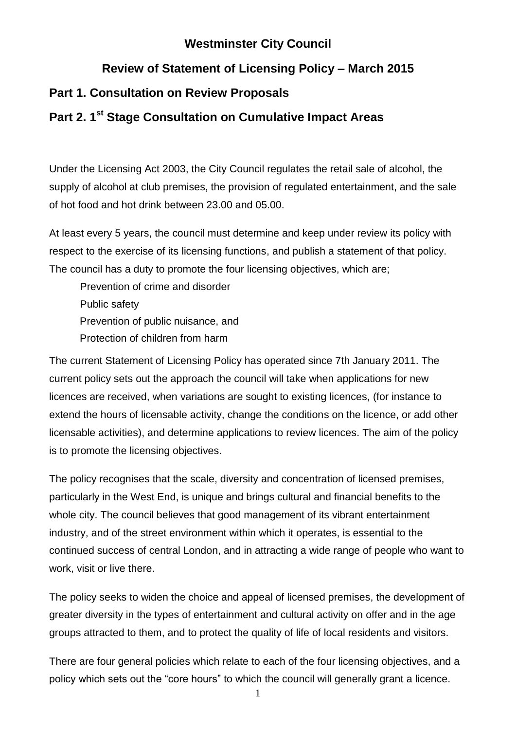# Westminster City Council

## Review of Statement of Licensing Policy – March 2015

## Part 1. Consultation on Review Proposals

## Part 2. 1st Stage Consultation on Cumulative Impact Areas

Under the Licensing Act 2003, the City Council regulates the retail sale of alcohol, the supply of alcohol at club premises, the provision of regulated entertainment, and the sale of hot food and hot drink between 23.00 and 05.00.

At least every 5 years, the council must determine and keep under review its policy with respect to the exercise of its licensing functions, and publish a statement of that policy. The council has a duty to promote the four licensing objectives, which are;

- Prevention of crime and disorder
- Public safety
- Prevention of public nuisance, and
- Protection of children from harm

The current Statement of Licensing Policy has operated since 7th January 2011. The current policy sets out the approach the council will take when applications for new licences are received, when variations are sought to existing licences, (for instance to extend the hours of licensable activity, change the conditions on the licence, or add other licensable activities), and determine applications to review licences. The aim of the policy is to promote the licensing objectives.

The policy recognises that the scale, diversity and concentration of licensed premises, particularly in the West End, is unique and brings cultural and financial benefits to the whole city. The council believes that good management of its vibrant entertainment industry, and of the street environment within which it operates, is essential to the continued success of central London, and in attracting a wide range of people who want to work, visit or live there.

The policy seeks to widen the choice and appeal of licensed premises, the development of greater diversity in the types of entertainment and cultural activity on offer and in the age groups attracted to them, and to protect the quality of life of local residents and visitors.

There are four general policies which relate to each of the four licensing objectives, and a policy which sets out the "core hours" to which the council will generally grant a licence.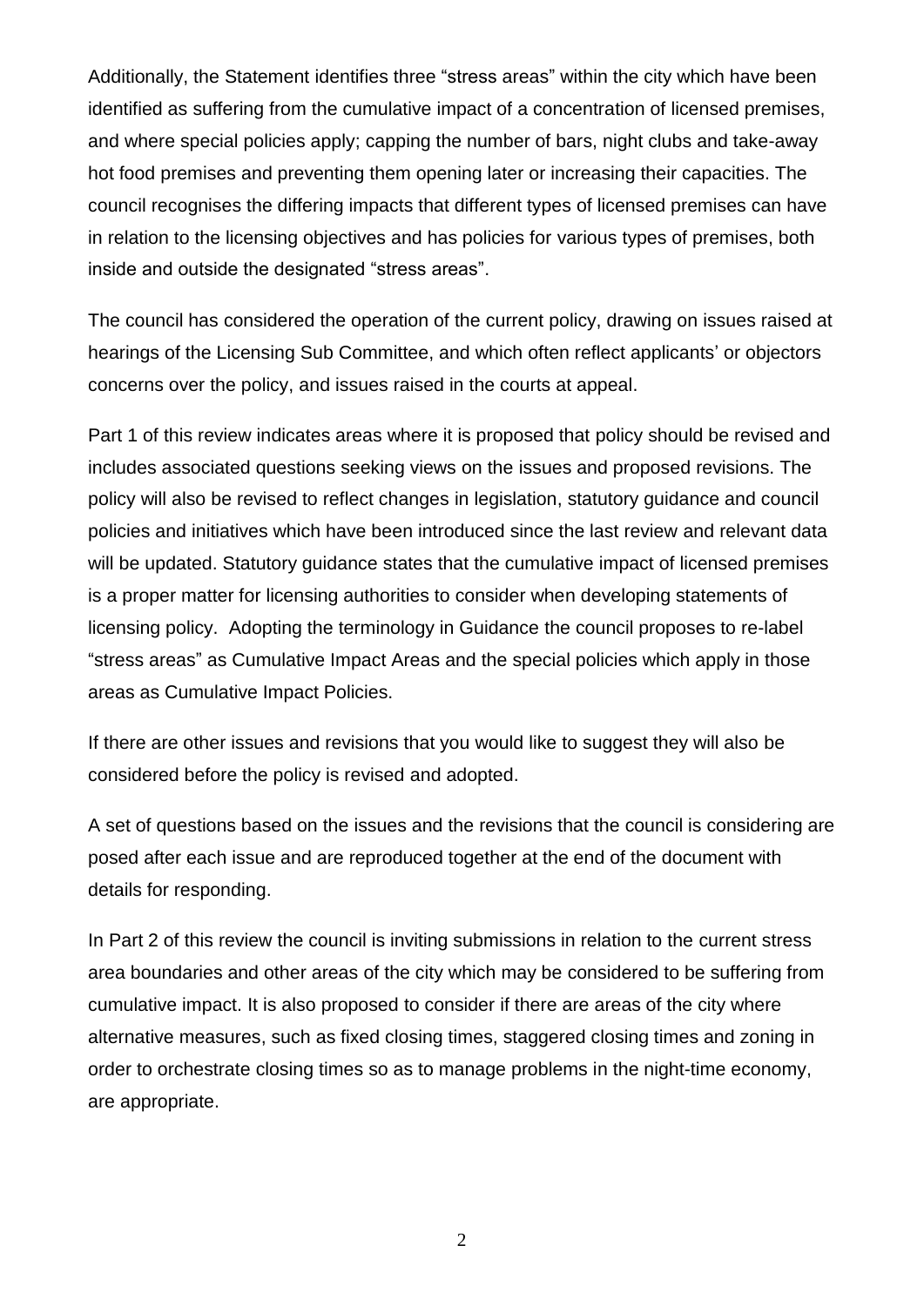Additionally, the Statement identifies three "stress areas" within the city which have been identified as suffering from the cumulative impact of a concentration of licensed premises, and where special policies apply; capping the number of bars, night clubs and take-away hot food premises and preventing them opening later or increasing their capacities. The council recognises the differing impacts that different types of licensed premises can have in relation to the licensing objectives and has policies for various types of premises, both inside and outside the designated "stress areas".

The council has considered the operation of the current policy, drawing on issues raised at hearings of the Licensing Sub Committee, and which often reflect applicants' or objectors concerns over the policy, and issues raised in the courts at appeal.

Part 1 of this review indicates areas where it is proposed that policy should be revised and includes associated questions seeking views on the issues and proposed revisions. The policy will also be revised to reflect changes in legislation, statutory guidance and council policies and initiatives which have been introduced since the last review and relevant data will be updated. Statutory guidance states that the cumulative impact of licensed premises is a proper matter for licensing authorities to consider when developing statements of licensing policy. Adopting the terminology in Guidance the council proposes to re-label "stress areas" as Cumulative Impact Areas and the special policies which apply in those areas as Cumulative Impact Policies.

If there are other issues and revisions that you would like to suggest they will also be considered before the policy is revised and adopted.

A set of questions based on the issues and the revisions that the council is considering are posed after each issue and are reproduced together at the end of the document with details for responding.

In Part 2 of this review the council is inviting submissions in relation to the current stress area boundaries and other areas of the city which may be considered to be suffering from cumulative impact. It is also proposed to consider if there are areas of the city where alternative measures, such as fixed closing times, staggered closing times and zoning in order to orchestrate closing times so as to manage problems in the night-time economy, are appropriate.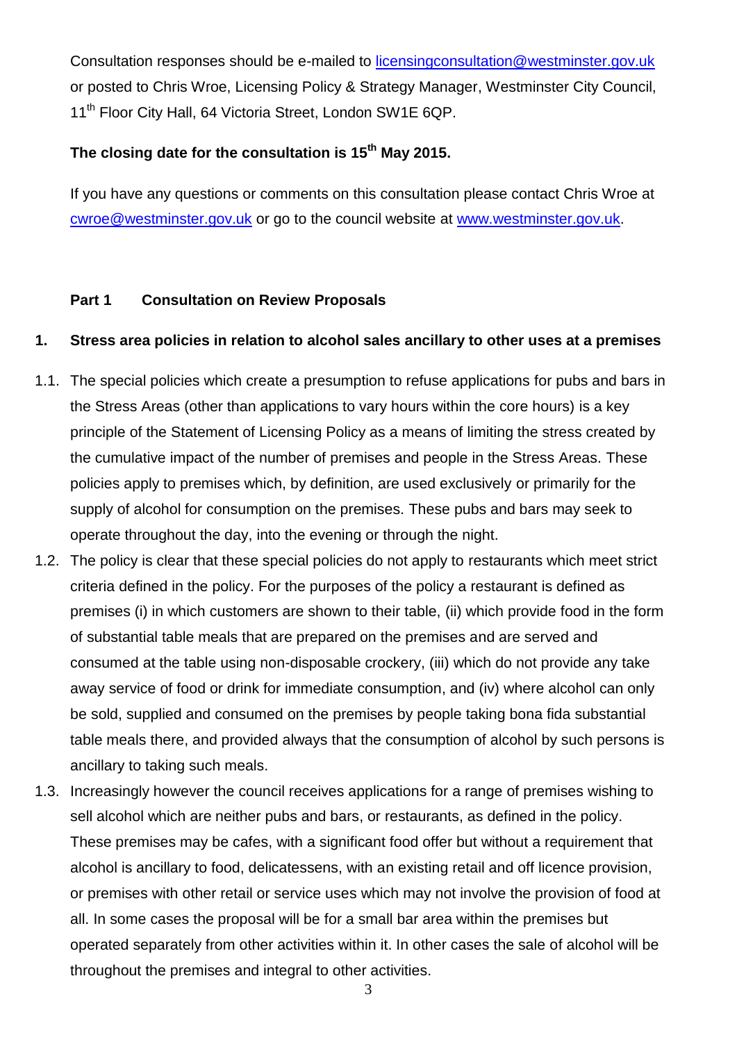Consultation responses should be e-mailed to licensingconsultation@westminster.gov.uk or posted to Chris Wroe, Licensing Policy & Strategy Manager, Westminster City Council, 11th Floor City Hall, 64 Victoria Street, London SW1E 6QP.

**The closing date for the consultation is 15th May 2015.**

If you have any questions or comments on this consultation please contact Chris Wroe at cwroe@westminster.gov.uk or go to the council website at www.westminster.gov.uk.

## Part 1 Consultation on Review Proposals

### 1. Stress area policies in relation to alcohol sales ancillary to other uses at a premises

1.1. The special policies which create a presumption to refuse applications for pubs and bars in the Stress Areas (other than applications to vary hours within the core hours) is a key principle of the Statement of Licensing Policy as a means of limiting the stress created by the cumulative impact of the number of premises and people in the Stress Areas. These policies apply to premises which, by definition, are used exclusively or primarily for the supply of alcohol for consumption on the premises. These pubs and bars may seek to operate throughout the day, into the evening or through the night.

1.2. The policy is clear that these special policies do not apply to restaurants which meet strict criteria defined in the policy. For the purposes of the policy a restaurant is defined as premises (i) in which customers are shown to their table, (ii) which provide food in the form of substantial table meals that are prepared on the premises and are served and consumed at the table using non-disposable crockery, (iii) which do not provide any take away service of food or drink for immediate consumption, and (iv) where alcohol can only be sold, supplied and consumed on the premises by people taking bona fida substantial table meals there, and provided always that the consumption of alcohol by such persons is ancillary to taking such meals.

1.3. Increasingly however the council receives applications for a range of premises wishing to sell alcohol which are neither pubs and bars, or restaurants, as defined in the policy. These premises may be cafes, with a significant food offer but without a requirement that alcohol is ancillary to food, delicatessens, with an existing retail and off licence provision, or premises with other retail or service uses which may not involve the provision of food at all. In some cases the proposal will be for a small bar area within the premises but operated separately from other activities within it. In other cases the sale of alcohol will be throughout the premises and integral to other activities.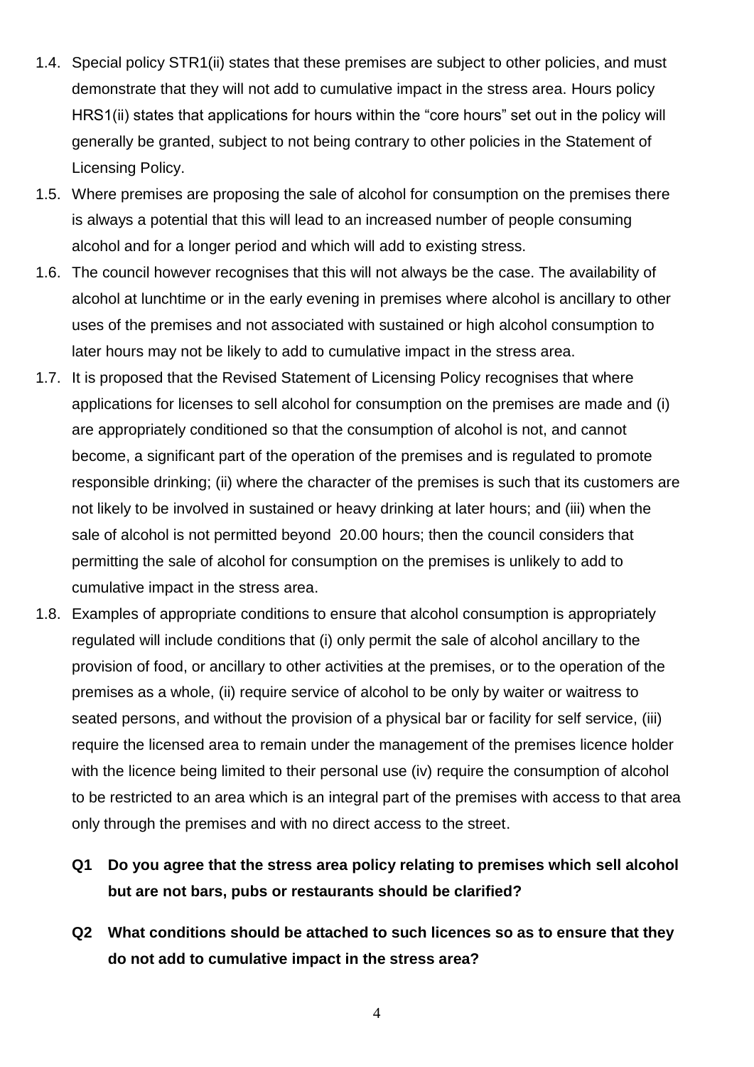1.4. Special policy STR1(ii) states that these premises are subject to other policies, and must demonstrate that they will not add to cumulative impact in the stress area. Hours policy HRS1(ii) states that applications for hours within the "core hours" set out in the policy will generally be granted, subject to not being contrary to other policies in the Statement of Licensing Policy.

1.5. Where premises are proposing the sale of alcohol for consumption on the premises there is always a potential that this will lead to an increased number of people consuming alcohol and for a longer period and which will add to existing stress.

1.6. The council however recognises that this will not always be the case. The availability of alcohol at lunchtime or in the early evening in premises where alcohol is ancillary to other uses of the premises and not associated with sustained or high alcohol consumption to later hours may not be likely to add to cumulative impact in the stress area.

1.7. It is proposed that the Revised Statement of Licensing Policy recognises that where applications for licenses to sell alcohol for consumption on the premises are made and (i) are appropriately conditioned so that the consumption of alcohol is not, and cannot become, a significant part of the operation of the premises and is regulated to promote responsible drinking; (ii) where the character of the premises is such that its customers are not likely to be involved in sustained or heavy drinking at later hours; and (iii) when the sale of alcohol is not permitted beyond 20.00 hours; then the council considers that permitting the sale of alcohol for consumption on the premises is unlikely to add to cumulative impact in the stress area.

1.8. Examples of appropriate conditions to ensure that alcohol consumption is appropriately regulated will include conditions that (i) only permit the sale of alcohol ancillary to the provision of food, or ancillary to other activities at the premises, or to the operation of the premises as a whole, (ii) require service of alcohol to be only by waiter or waitress to seated persons, and without the provision of a physical bar or facility for self service, (iii) require the licensed area to remain under the management of the premises licence holder with the licence being limited to their personal use (iv) require the consumption of alcohol to be restricted to an area which is an integral part of the premises with access to that area only through the premises and with no direct access to the street.

**Q1 Do you agree that the stress area policy relating to premises which sell alcohol but are not bars, pubs or restaurants should be clarified?**

**Q2 What conditions should be attached to such licences so as to ensure that they do not add to cumulative impact in the stress area?**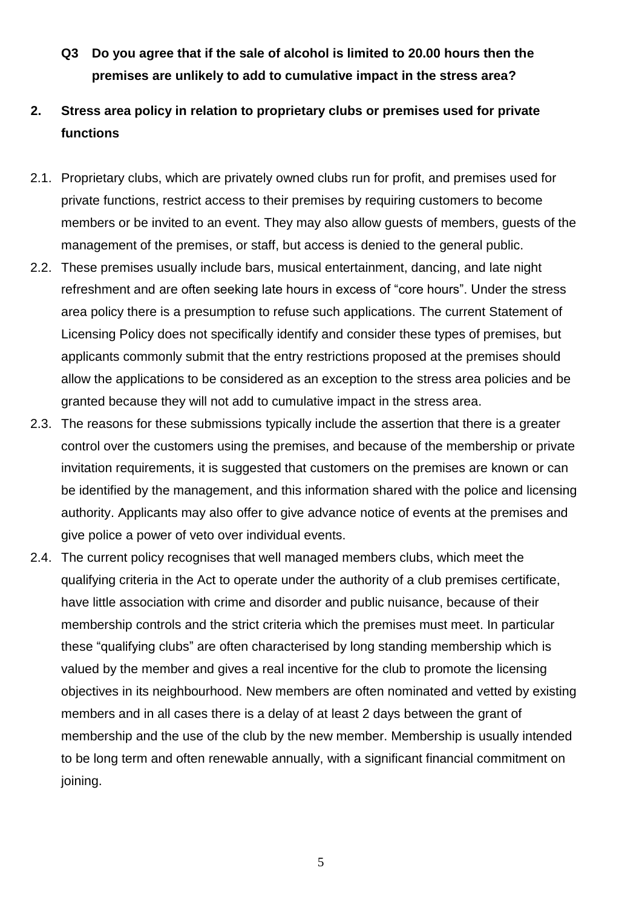**Q3 Do you agree that if the sale of alcohol is limited to 20.00 hours then the premises are unlikely to add to cumulative impact in the stress area?**

## 2. Stress area policy in relation to proprietary clubs or premises used for private functions

2.1. Proprietary clubs, which are privately owned clubs run for profit, and premises used for private functions, restrict access to their premises by requiring customers to become members or be invited to an event. They may also allow guests of members, guests of the management of the premises, or staff, but access is denied to the general public.

2.2. These premises usually include bars, musical entertainment, dancing, and late night refreshment and are often seeking late hours in excess of "core hours". Under the stress area policy there is a presumption to refuse such applications. The current Statement of Licensing Policy does not specifically identify and consider these types of premises, but applicants commonly submit that the entry restrictions proposed at the premises should allow the applications to be considered as an exception to the stress area policies and be granted because they will not add to cumulative impact in the stress area.

2.3. The reasons for these submissions typically include the assertion that there is a greater control over the customers using the premises, and because of the membership or private invitation requirements, it is suggested that customers on the premises are known or can be identified by the management, and this information shared with the police and licensing authority. Applicants may also offer to give advance notice of events at the premises and give police a power of veto over individual events.

2.4. The current policy recognises that well managed members clubs, which meet the qualifying criteria in the Act to operate under the authority of a club premises certificate, have little association with crime and disorder and public nuisance, because of their membership controls and the strict criteria which the premises must meet. In particular these "qualifying clubs" are often characterised by long standing membership which is valued by the member and gives a real incentive for the club to promote the licensing objectives in its neighbourhood. New members are often nominated and vetted by existing members and in all cases there is a delay of at least 2 days between the grant of membership and the use of the club by the new member. Membership is usually intended to be long term and often renewable annually, with a significant financial commitment on joining.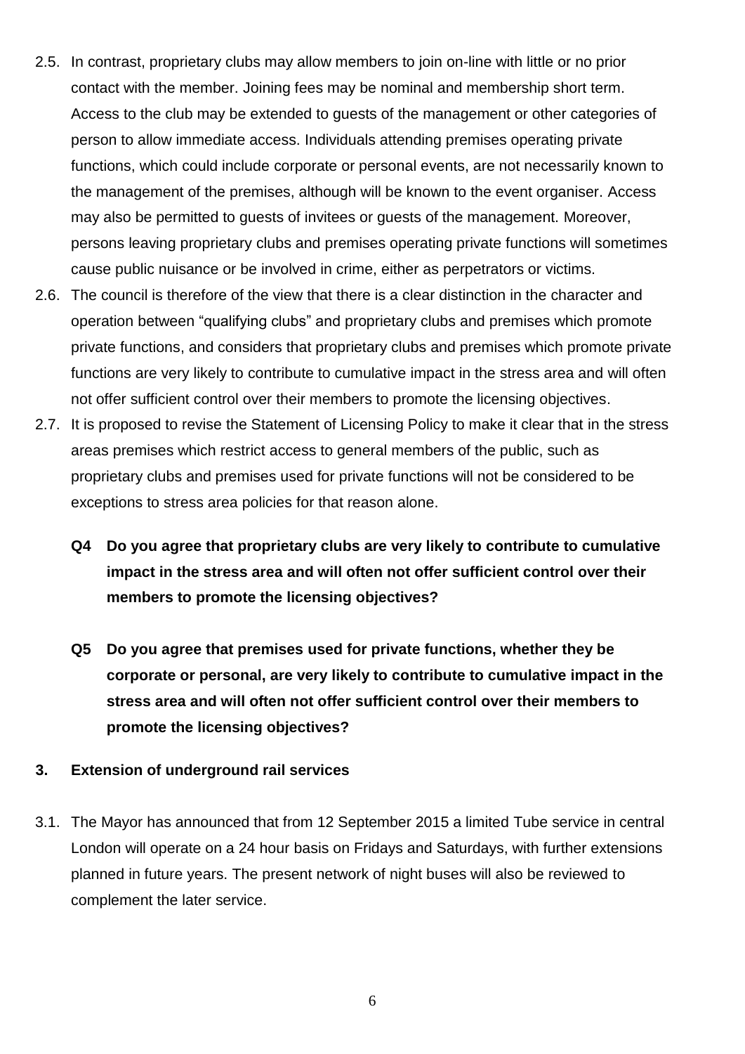2.5. In contrast, proprietary clubs may allow members to join on-line with little or no prior contact with the member. Joining fees may be nominal and membership short term. Access to the club may be extended to guests of the management or other categories of person to allow immediate access. Individuals attending premises operating private functions, which could include corporate or personal events, are not necessarily known to the management of the premises, although will be known to the event organiser. Access may also be permitted to guests of invitees or guests of the management. Moreover, persons leaving proprietary clubs and premises operating private functions will sometimes cause public nuisance or be involved in crime, either as perpetrators or victims.

2.6. The council is therefore of the view that there is a clear distinction in the character and operation between "qualifying clubs" and proprietary clubs and premises which promote private functions, and considers that proprietary clubs and premises which promote private functions are very likely to contribute to cumulative impact in the stress area and will often not offer sufficient control over their members to promote the licensing objectives.

2.7. It is proposed to revise the Statement of Licensing Policy to make it clear that in the stress areas premises which restrict access to general members of the public, such as proprietary clubs and premises used for private functions will not be considered to be exceptions to stress area policies for that reason alone.

**Q4 Do you agree that proprietary clubs are very likely to contribute to cumulative impact in the stress area and will often not offer sufficient control over their members to promote the licensing objectives?**

**Q5 Do you agree that premises used for private functions, whether they be corporate or personal, are very likely to contribute to cumulative impact in the stress area and will often not offer sufficient control over their members to promote the licensing objectives?**

## 3. Extension of underground rail services

3.1. The Mayor has announced that from 12 September 2015 a limited Tube service in central London will operate on a 24 hour basis on Fridays and Saturdays, with further extensions planned in future years. The present network of night buses will also be reviewed to complement the later service.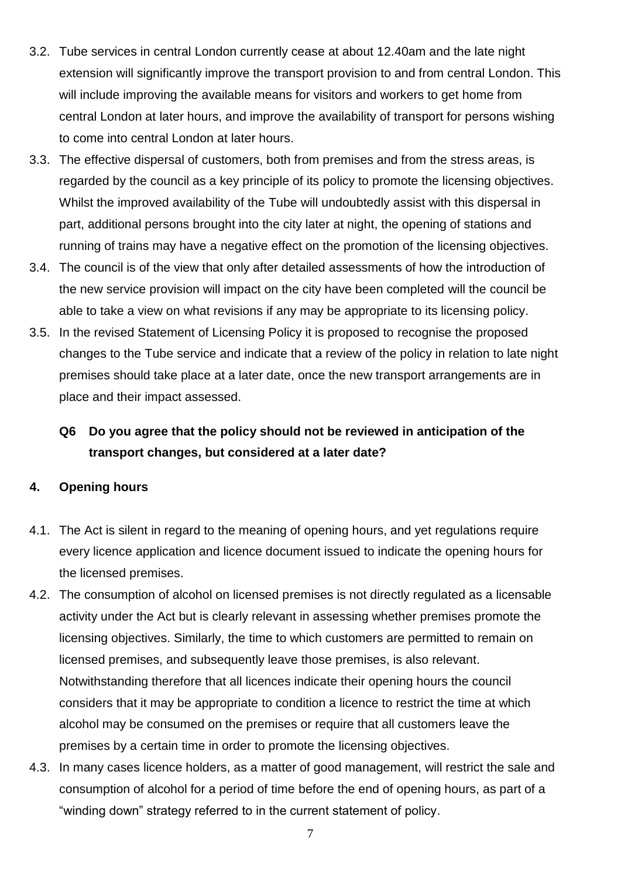3.2. Tube services in central London currently cease at about 12.40am and the late night extension will significantly improve the transport provision to and from central London. This will include improving the available means for visitors and workers to get home from central London at later hours, and improve the availability of transport for persons wishing to come into central London at later hours.

3.3. The effective dispersal of customers, both from premises and from the stress areas, is regarded by the council as a key principle of its policy to promote the licensing objectives. Whilst the improved availability of the Tube will undoubtedly assist with this dispersal in part, additional persons brought into the city later at night, the opening of stations and running of trains may have a negative effect on the promotion of the licensing objectives.

3.4. The council is of the view that only after detailed assessments of how the introduction of the new service provision will impact on the city have been completed will the council be able to take a view on what revisions if any may be appropriate to its licensing policy.

3.5. In the revised Statement of Licensing Policy it is proposed to recognise the proposed changes to the Tube service and indicate that a review of the policy in relation to late night premises should take place at a later date, once the new transport arrangements are in place and their impact assessed.

**Q6 Do you agree that the policy should not be reviewed in anticipation of the transport changes, but considered at a later date?**

## 4. Opening hours

4.1. The Act is silent in regard to the meaning of opening hours, and yet regulations require every licence application and licence document issued to indicate the opening hours for the licensed premises.

4.2. The consumption of alcohol on licensed premises is not directly regulated as a licensable activity under the Act but is clearly relevant in assessing whether premises promote the licensing objectives. Similarly, the time to which customers are permitted to remain on licensed premises, and subsequently leave those premises, is also relevant. Notwithstanding therefore that all licences indicate their opening hours the council considers that it may be appropriate to condition a licence to restrict the time at which alcohol may be consumed on the premises or require that all customers leave the premises by a certain time in order to promote the licensing objectives.

4.3. In many cases licence holders, as a matter of good management, will restrict the sale and consumption of alcohol for a period of time before the end of opening hours, as part of a "winding down" strategy referred to in the current statement of policy.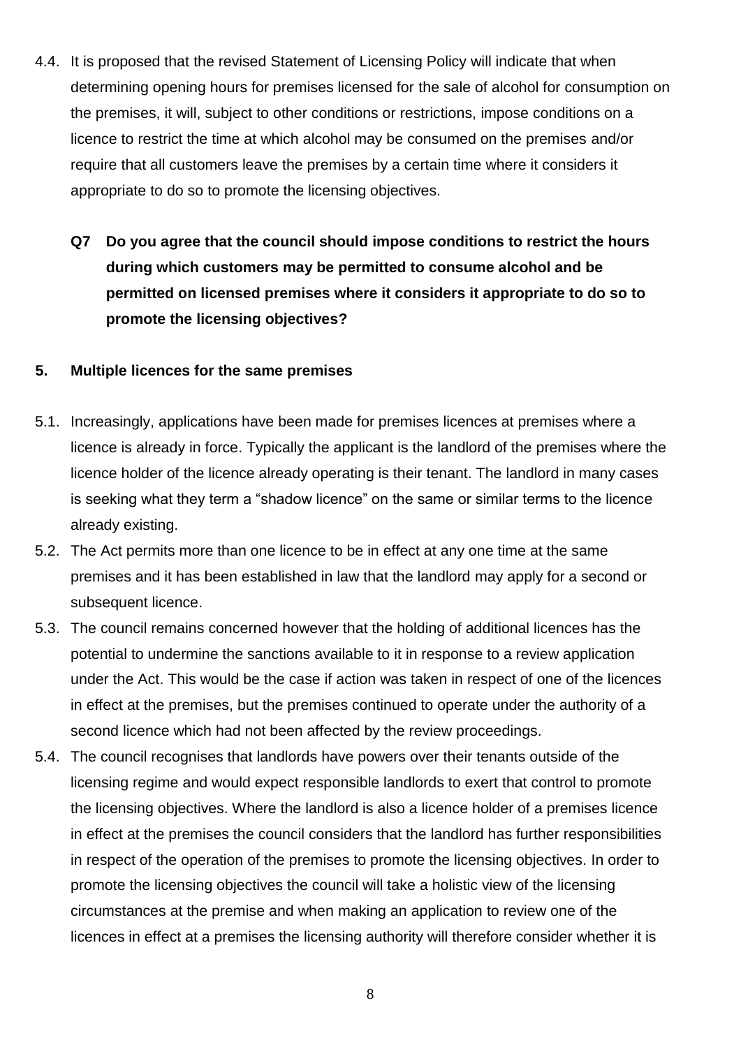4.4. It is proposed that the revised Statement of Licensing Policy will indicate that when determining opening hours for premises licensed for the sale of alcohol for consumption on the premises, it will, subject to other conditions or restrictions, impose conditions on a licence to restrict the time at which alcohol may be consumed on the premises and/or require that all customers leave the premises by a certain time where it considers it appropriate to do so to promote the licensing objectives.

> **Q7 Do you agree that the council should impose conditions to restrict the hours during which customers may be permitted to consume alcohol and be permitted on licensed premises where it considers it appropriate to do so to promote the licensing objectives?**

## 5. Multiple licences for the same premises

5.1. Increasingly, applications have been made for premises licences at premises where a licence is already in force. Typically the applicant is the landlord of the premises where the licence holder of the licence already operating is their tenant. The landlord in many cases is seeking what they term a "shadow licence" on the same or similar terms to the licence already existing.

5.2. The Act permits more than one licence to be in effect at any one time at the same premises and it has been established in law that the landlord may apply for a second or subsequent licence.

5.3. The council remains concerned however that the holding of additional licences has the potential to undermine the sanctions available to it in response to a review application under the Act. This would be the case if action was taken in respect of one of the licences in effect at the premises, but the premises continued to operate under the authority of a second licence which had not been affected by the review proceedings.

5.4. The council recognises that landlords have powers over their tenants outside of the licensing regime and would expect responsible landlords to exert that control to promote the licensing objectives. Where the landlord is also a licence holder of a premises licence in effect at the premises the council considers that the landlord has further responsibilities in respect of the operation of the premises to promote the licensing objectives. In order to promote the licensing objectives the council will take a holistic view of the licensing circumstances at the premise and when making an application to review one of the licences in effect at a premises the licensing authority will therefore consider whether it is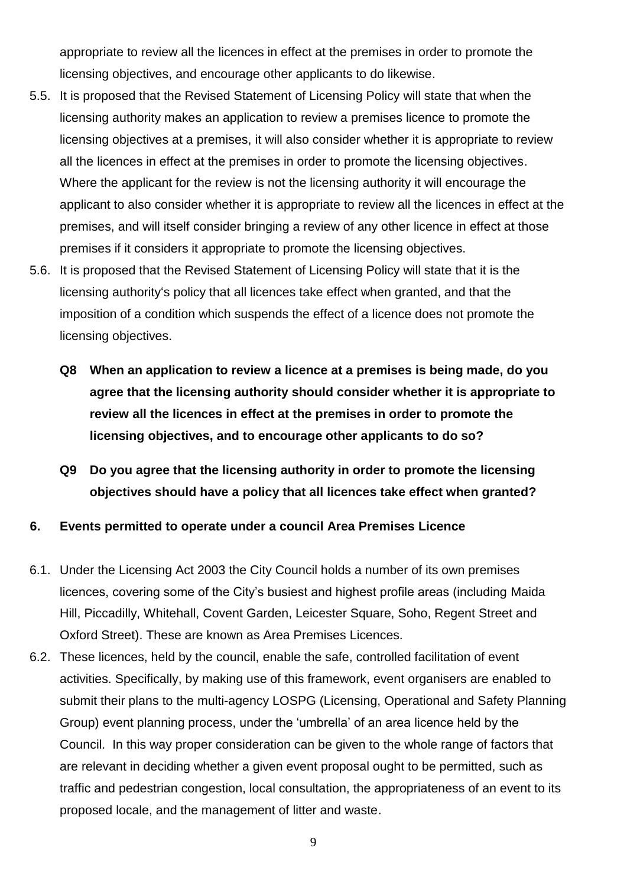appropriate to review all the licences in effect at the premises in order to promote the licensing objectives, and encourage other applicants to do likewise.

5.5. It is proposed that the Revised Statement of Licensing Policy will state that when the licensing authority makes an application to review a premises licence to promote the licensing objectives at a premises, it will also consider whether it is appropriate to review all the licences in effect at the premises in order to promote the licensing objectives. Where the applicant for the review is not the licensing authority it will encourage the applicant to also consider whether it is appropriate to review all the licences in effect at the premises, and will itself consider bringing a review of any other licence in effect at those premises if it considers it appropriate to promote the licensing objectives.

5.6. It is proposed that the Revised Statement of Licensing Policy will state that it is the licensing authority's policy that all licences take effect when granted, and that the imposition of a condition which suspends the effect of a licence does not promote the licensing objectives.

**Q8 When an application to review a licence at a premises is being made, do you agree that the licensing authority should consider whether it is appropriate to review all the licences in effect at the premises in order to promote the licensing objectives, and to encourage other applicants to do so?**

**Q9 Do you agree that the licensing authority in order to promote the licensing objectives should have a policy that all licences take effect when granted?**

## 6. Events permitted to operate under a council Area Premises Licence

6.1. Under the Licensing Act 2003 the City Council holds a number of its own premises licences, covering some of the City's busiest and highest profile areas (including Maida Hill, Piccadilly, Whitehall, Covent Garden, Leicester Square, Soho, Regent Street and Oxford Street). These are known as Area Premises Licences.

6.2. These licences, held by the council, enable the safe, controlled facilitation of event activities. Specifically, by making use of this framework, event organisers are enabled to submit their plans to the multi-agency LOSPG (Licensing, Operational and Safety Planning Group) event planning process, under the 'umbrella' of an area licence held by the Council. In this way proper consideration can be given to the whole range of factors that are relevant in deciding whether a given event proposal ought to be permitted, such as traffic and pedestrian congestion, local consultation, the appropriateness of an event to its proposed locale, and the management of litter and waste.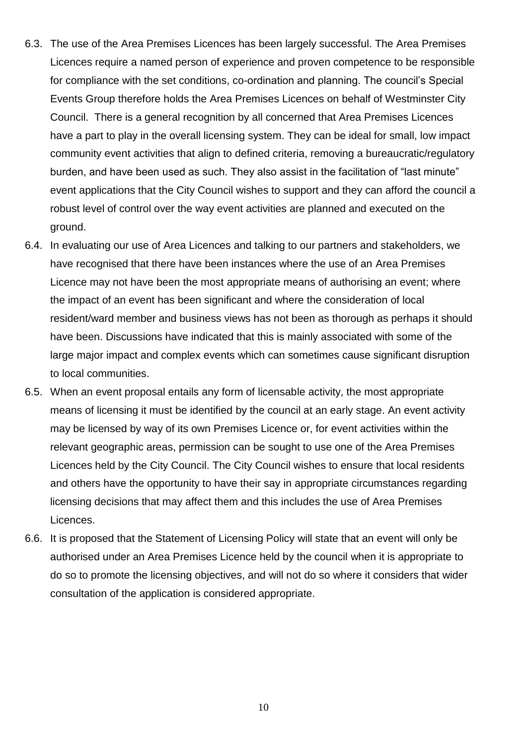6.3. The use of the Area Premises Licences has been largely successful. The Area Premises Licences require a named person of experience and proven competence to be responsible for compliance with the set conditions, co-ordination and planning. The council's Special Events Group therefore holds the Area Premises Licences on behalf of Westminster City Council. There is a general recognition by all concerned that Area Premises Licences have a part to play in the overall licensing system. They can be ideal for small, low impact community event activities that align to defined criteria, removing a bureaucratic/regulatory burden, and have been used as such. They also assist in the facilitation of "last minute" event applications that the City Council wishes to support and they can afford the council a robust level of control over the way event activities are planned and executed on the ground.

6.4. In evaluating our use of Area Licences and talking to our partners and stakeholders, we have recognised that there have been instances where the use of an Area Premises Licence may not have been the most appropriate means of authorising an event; where the impact of an event has been significant and where the consideration of local resident/ward member and business views has not been as thorough as perhaps it should have been. Discussions have indicated that this is mainly associated with some of the large major impact and complex events which can sometimes cause significant disruption to local communities.

6.5. When an event proposal entails any form of licensable activity, the most appropriate means of licensing it must be identified by the council at an early stage. An event activity may be licensed by way of its own Premises Licence or, for event activities within the relevant geographic areas, permission can be sought to use one of the Area Premises Licences held by the City Council. The City Council wishes to ensure that local residents and others have the opportunity to have their say in appropriate circumstances regarding licensing decisions that may affect them and this includes the use of Area Premises Licences.

6.6. It is proposed that the Statement of Licensing Policy will state that an event will only be authorised under an Area Premises Licence held by the council when it is appropriate to do so to promote the licensing objectives, and will not do so where it considers that wider consultation of the application is considered appropriate.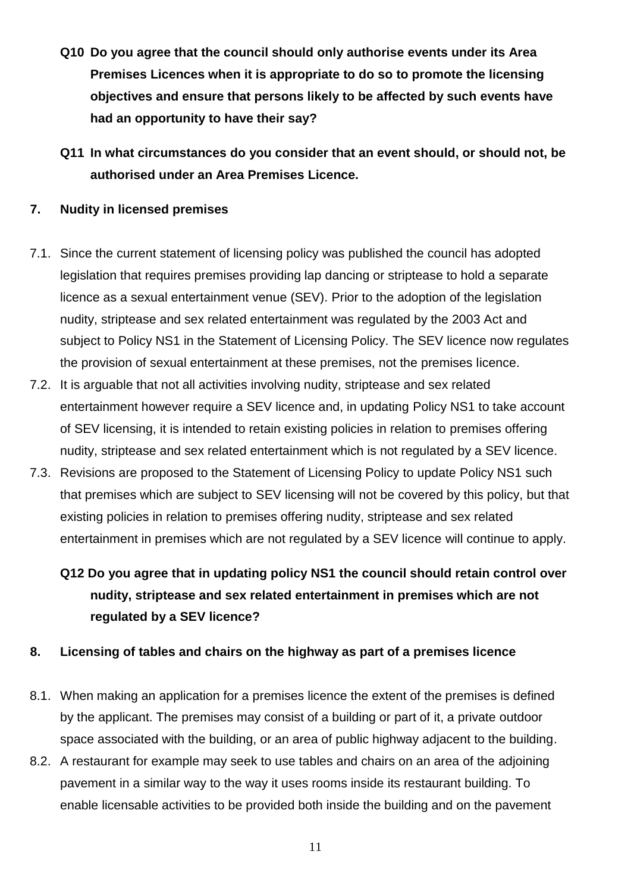**Q10 Do you agree that the council should only authorise events under its Area Premises Licences when it is appropriate to do so to promote the licensing objectives and ensure that persons likely to be affected by such events have had an opportunity to have their say?**

**Q11 In what circumstances do you consider that an event should, or should not, be authorised under an Area Premises Licence.**

## 7. Nudity in licensed premises

7.1. Since the current statement of licensing policy was published the council has adopted legislation that requires premises providing lap dancing or striptease to hold a separate licence as a sexual entertainment venue (SEV). Prior to the adoption of the legislation nudity, striptease and sex related entertainment was regulated by the 2003 Act and subject to Policy NS1 in the Statement of Licensing Policy. The SEV licence now regulates the provision of sexual entertainment at these premises, not the premises licence.

7.2. It is arguable that not all activities involving nudity, striptease and sex related entertainment however require a SEV licence and, in updating Policy NS1 to take account of SEV licensing, it is intended to retain existing policies in relation to premises offering nudity, striptease and sex related entertainment which is not regulated by a SEV licence.

7.3. Revisions are proposed to the Statement of Licensing Policy to update Policy NS1 such that premises which are subject to SEV licensing will not be covered by this policy, but that existing policies in relation to premises offering nudity, striptease and sex related entertainment in premises which are not regulated by a SEV licence will continue to apply.

**Q12 Do you agree that in updating policy NS1 the council should retain control over nudity, striptease and sex related entertainment in premises which are not regulated by a SEV licence?**

## 8. Licensing of tables and chairs on the highway as part of a premises licence

8.1. When making an application for a premises licence the extent of the premises is defined by the applicant. The premises may consist of a building or part of it, a private outdoor space associated with the building, or an area of public highway adjacent to the building.

8.2. A restaurant for example may seek to use tables and chairs on an area of the adjoining pavement in a similar way to the way it uses rooms inside its restaurant building. To enable licensable activities to be provided both inside the building and on the pavement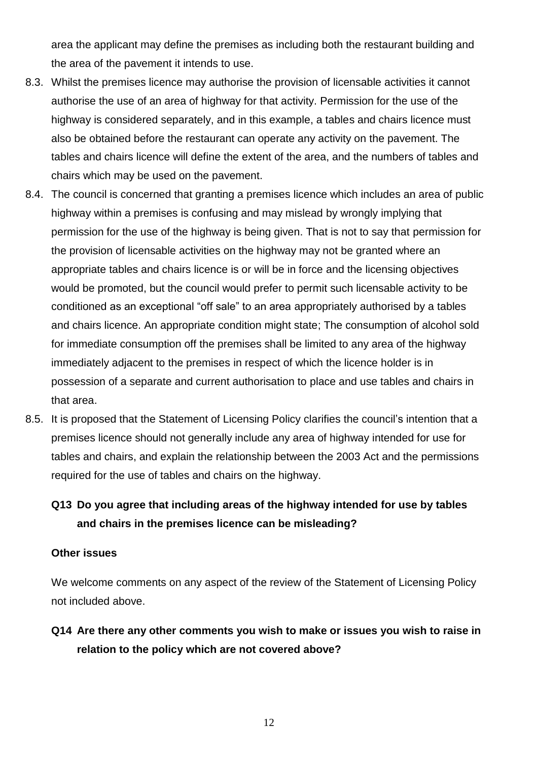area the applicant may define the premises as including both the restaurant building and the area of the pavement it intends to use.

8.3. Whilst the premises licence may authorise the provision of licensable activities it cannot authorise the use of an area of highway for that activity. Permission for the use of the highway is considered separately, and in this example, a tables and chairs licence must also be obtained before the restaurant can operate any activity on the pavement. The tables and chairs licence will define the extent of the area, and the numbers of tables and chairs which may be used on the pavement.

8.4. The council is concerned that granting a premises licence which includes an area of public highway within a premises is confusing and may mislead by wrongly implying that permission for the use of the highway is being given. That is not to say that permission for the provision of licensable activities on the highway may not be granted where an appropriate tables and chairs licence is or will be in force and the licensing objectives would be promoted, but the council would prefer to permit such licensable activity to be conditioned as an exceptional "off sale" to an area appropriately authorised by a tables and chairs licence. An appropriate condition might state; The consumption of alcohol sold for immediate consumption off the premises shall be limited to any area of the highway immediately adjacent to the premises in respect of which the licence holder is in possession of a separate and current authorisation to place and use tables and chairs in that area.

8.5. It is proposed that the Statement of Licensing Policy clarifies the council's intention that a premises licence should not generally include any area of highway intended for use for tables and chairs, and explain the relationship between the 2003 Act and the permissions required for the use of tables and chairs on the highway.

**Q13 Do you agree that including areas of the highway intended for use by tables and chairs in the premises licence can be misleading?**

**Other issues**

We welcome comments on any aspect of the review of the Statement of Licensing Policy not included above.

**Q14 Are there any other comments you wish to make or issues you wish to raise in relation to the policy which are not covered above?**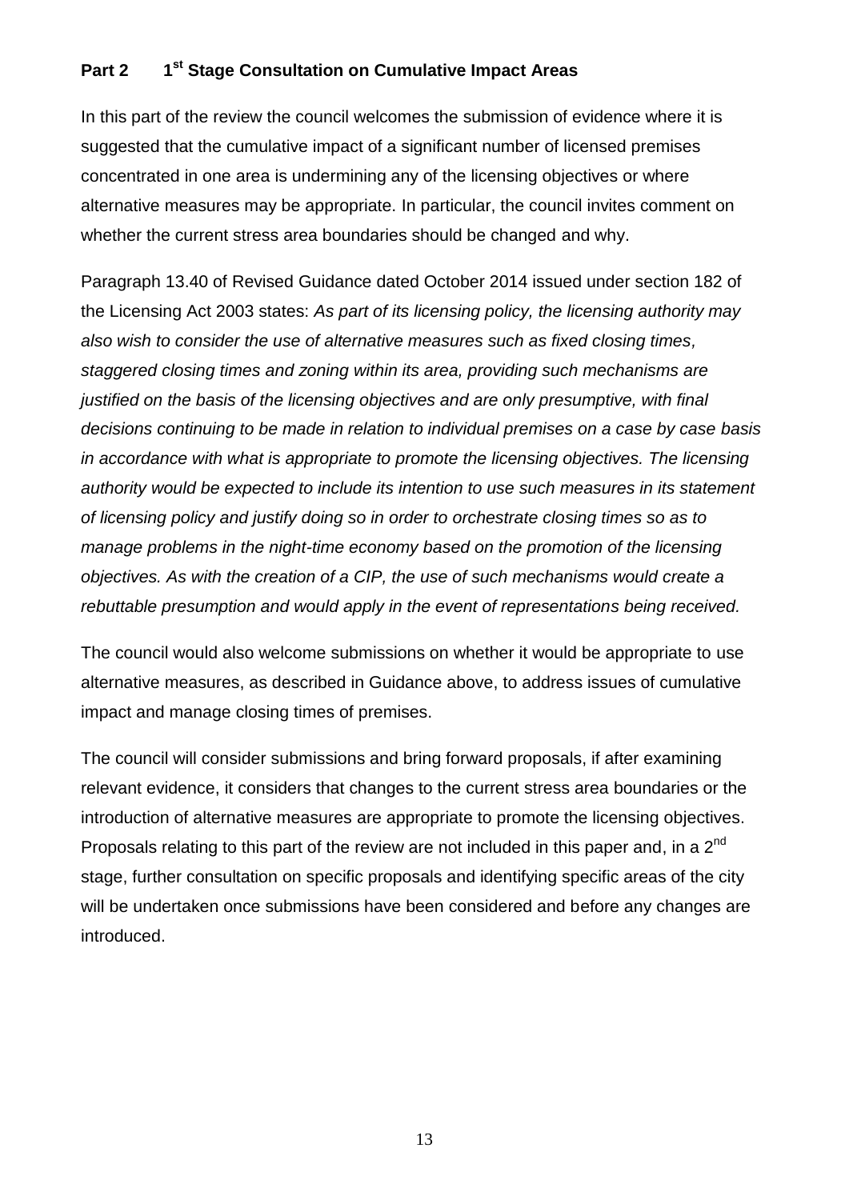## Part 2 1st Stage Consultation on Cumulative Impact Areas

In this part of the review the council welcomes the submission of evidence where it is suggested that the cumulative impact of a significant number of licensed premises concentrated in one area is undermining any of the licensing objectives or where alternative measures may be appropriate. In particular, the council invites comment on whether the current stress area boundaries should be changed and why.

Paragraph 13.40 of Revised Guidance dated October 2014 issued under section 182 of the Licensing Act 2003 states: *As part of its licensing policy, the licensing authority may also wish to consider the use of alternative measures such as fixed closing times, staggered closing times and zoning within its area, providing such mechanisms are justified on the basis of the licensing objectives and are only presumptive, with final decisions continuing to be made in relation to individual premises on a case by case basis in accordance with what is appropriate to promote the licensing objectives. The licensing authority would be expected to include its intention to use such measures in its statement of licensing policy and justify doing so in order to orchestrate closing times so as to manage problems in the night-time economy based on the promotion of the licensing objectives. As with the creation of a CIP, the use of such mechanisms would create a rebuttable presumption and would apply in the event of representations being received.*

The council would also welcome submissions on whether it would be appropriate to use alternative measures, as described in Guidance above, to address issues of cumulative impact and manage closing times of premises.

The council will consider submissions and bring forward proposals, if after examining relevant evidence, it considers that changes to the current stress area boundaries or the introduction of alternative measures are appropriate to promote the licensing objectives. Proposals relating to this part of the review are not included in this paper and, in a 2nd stage, further consultation on specific proposals and identifying specific areas of the city will be undertaken once submissions have been considered and before any changes are introduced.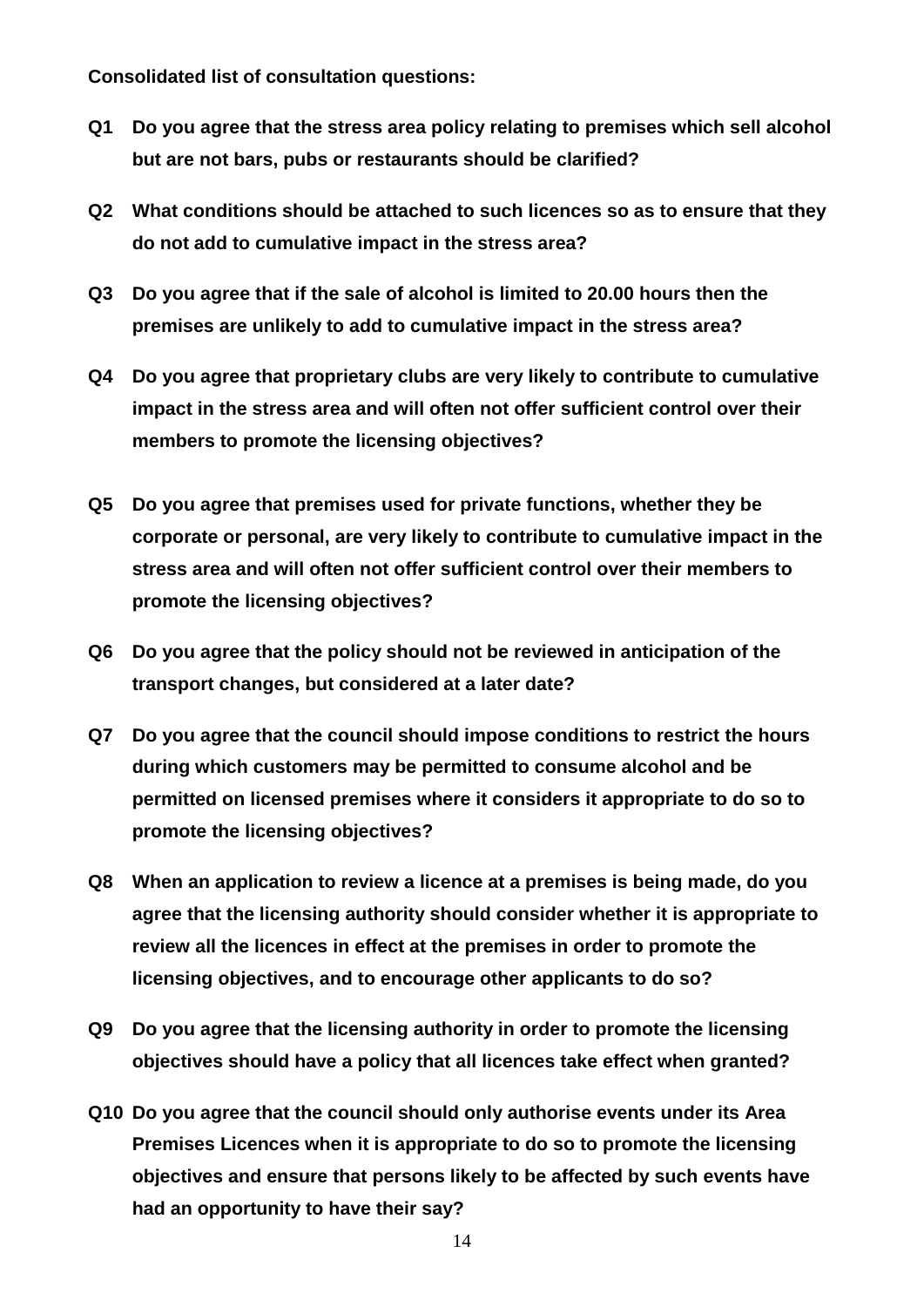**Consolidated list of consultation questions:**

**Q1 Do you agree that the stress area policy relating to premises which sell alcohol but are not bars, pubs or restaurants should be clarified?**

**Q2 What conditions should be attached to such licences so as to ensure that they do not add to cumulative impact in the stress area?**

**Q3 Do you agree that if the sale of alcohol is limited to 20.00 hours then the premises are unlikely to add to cumulative impact in the stress area?**

**Q4 Do you agree that proprietary clubs are very likely to contribute to cumulative impact in the stress area and will often not offer sufficient control over their members to promote the licensing objectives?**

**Q5 Do you agree that premises used for private functions, whether they be corporate or personal, are very likely to contribute to cumulative impact in the stress area and will often not offer sufficient control over their members to promote the licensing objectives?**

**Q6 Do you agree that the policy should not be reviewed in anticipation of the transport changes, but considered at a later date?**

**Q7 Do you agree that the council should impose conditions to restrict the hours during which customers may be permitted to consume alcohol and be permitted on licensed premises where it considers it appropriate to do so to promote the licensing objectives?**

**Q8 When an application to review a licence at a premises is being made, do you agree that the licensing authority should consider whether it is appropriate to review all the licences in effect at the premises in order to promote the licensing objectives, and to encourage other applicants to do so?**

**Q9 Do you agree that the licensing authority in order to promote the licensing objectives should have a policy that all licences take effect when granted?**

**Q10 Do you agree that the council should only authorise events under its Area Premises Licences when it is appropriate to do so to promote the licensing objectives and ensure that persons likely to be affected by such events have had an opportunity to have their say?**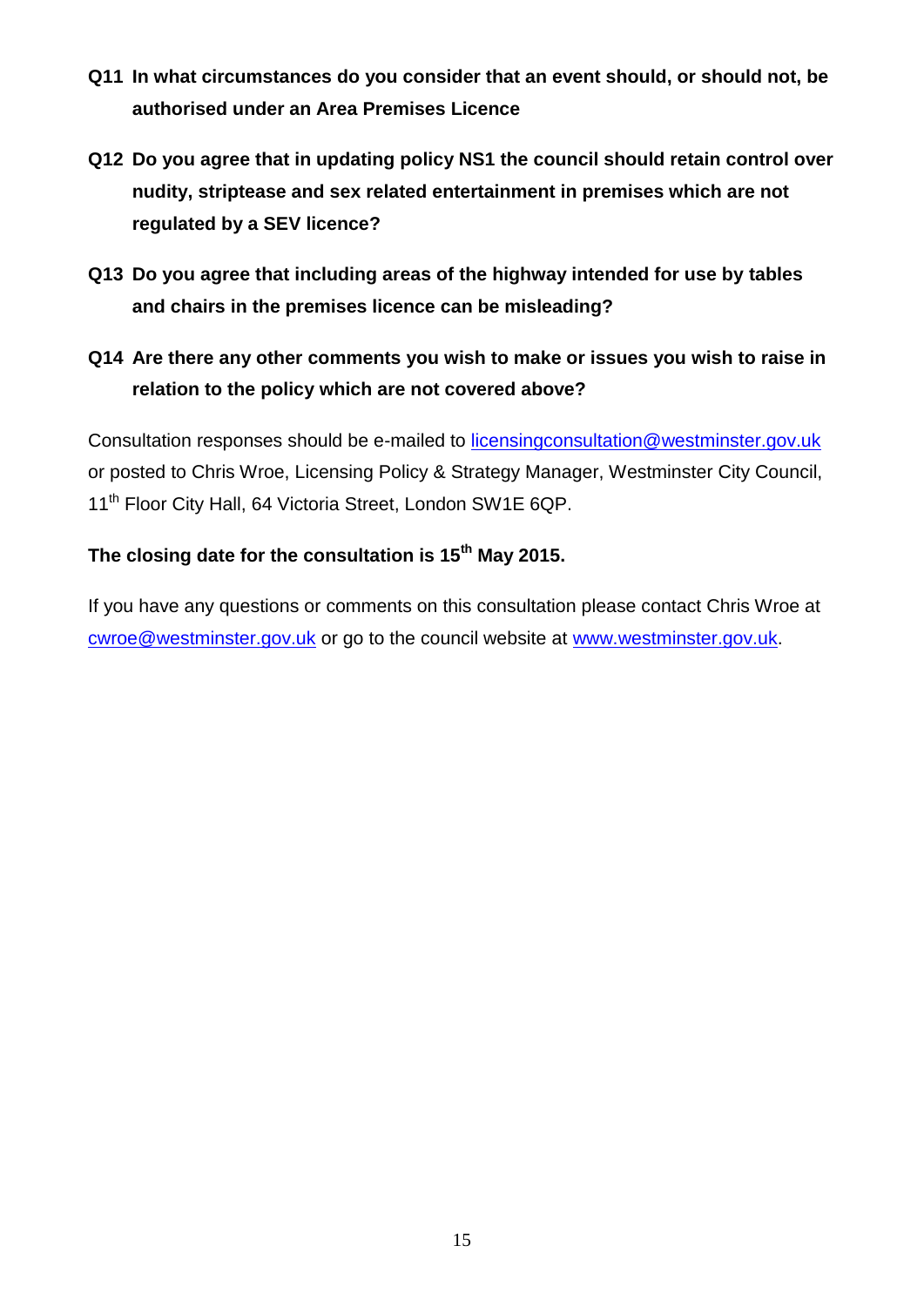**Q11 In what circumstances do you consider that an event should, or should not, be authorised under an Area Premises Licence**

**Q12 Do you agree that in updating policy NS1 the council should retain control over nudity, striptease and sex related entertainment in premises which are not regulated by a SEV licence?**

**Q13 Do you agree that including areas of the highway intended for use by tables and chairs in the premises licence can be misleading?**

**Q14 Are there any other comments you wish to make or issues you wish to raise in relation to the policy which are not covered above?**

Consultation responses should be e-mailed to licensingconsultation@westminster.gov.uk or posted to Chris Wroe, Licensing Policy & Strategy Manager, Westminster City Council, 11th Floor City Hall, 64 Victoria Street, London SW1E 6QP.

**The closing date for the consultation is 15th May 2015.**

If you have any questions or comments on this consultation please contact Chris Wroe at cwroe@westminster.gov.uk or go to the council website at www.westminster.gov.uk.